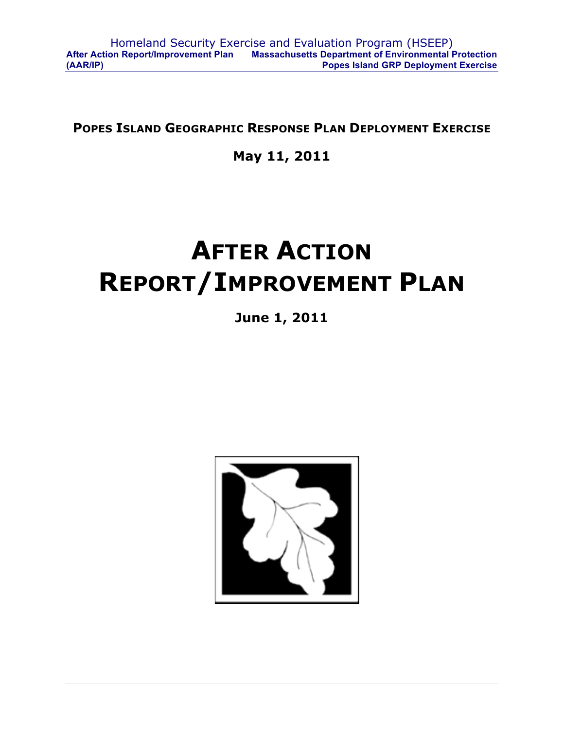**POPES ISLAND GEOGRAPHIC RESPONSE PLAN DEPLOYMENT EXERCISE**

**May 11, 2011**

# AFTER ACTION REPORT/IMPROVEMENT PLAN

**June 1, 2011**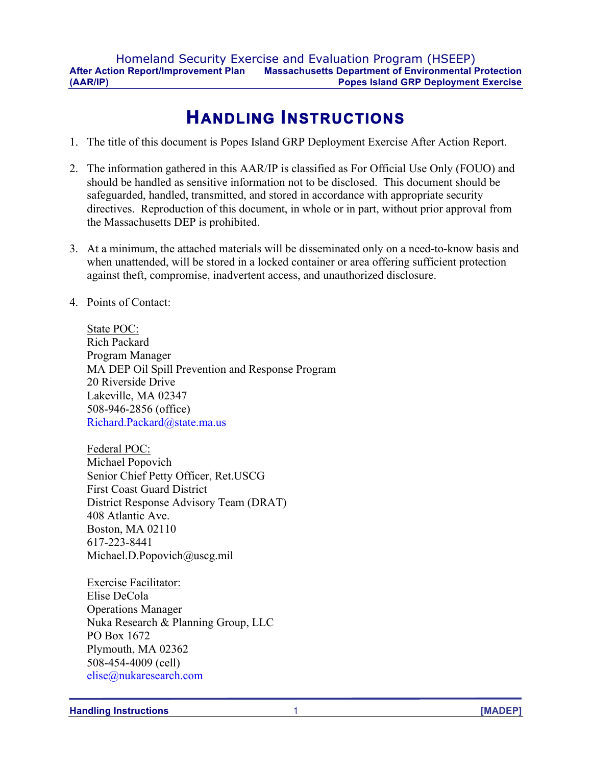# HANDLING INSTRUCTIONS

1. The title of this document is Popes Island GRP Deployment Exercise After Action Report.

2. The information gathered in this AAR/IP is classified as For Official Use Only (FOUO) and should be handled as sensitive information not to be disclosed. This document should be safeguarded, handled, transmitted, and stored in accordance with appropriate security directives. Reproduction of this document, in whole or in part, without prior approval from the Massachusetts DEP is prohibited.

3. At a minimum, the attached materials will be disseminated only on a need-to-know basis and when unattended, will be stored in a locked container or area offering sufficient protection against theft, compromise, inadvertent access, and unauthorized disclosure.

4. Points of Contact:

   State POC:
   Rich Packard
   Program Manager
   MA DEP Oil Spill Prevention and Response Program
   20 Riverside Drive
   Lakeville, MA 02347
   508-946-2856 (office)
   Richard.Packard@state.ma.us

   Federal POC:
   Michael Popovich
   Senior Chief Petty Officer, Ret.USCG
   First Coast Guard District
   District Response Advisory Team (DRAT)
   408 Atlantic Ave.
   Boston, MA 02110
   617-223-8441
   Michael.D.Popovich@uscg.mil

   Exercise Facilitator:
   Elise DeCola
   Operations Manager
   Nuka Research & Planning Group, LLC
   PO Box 1672
   Plymouth, MA 02362
   508-454-4009 (cell)
   elise@nukaresearch.com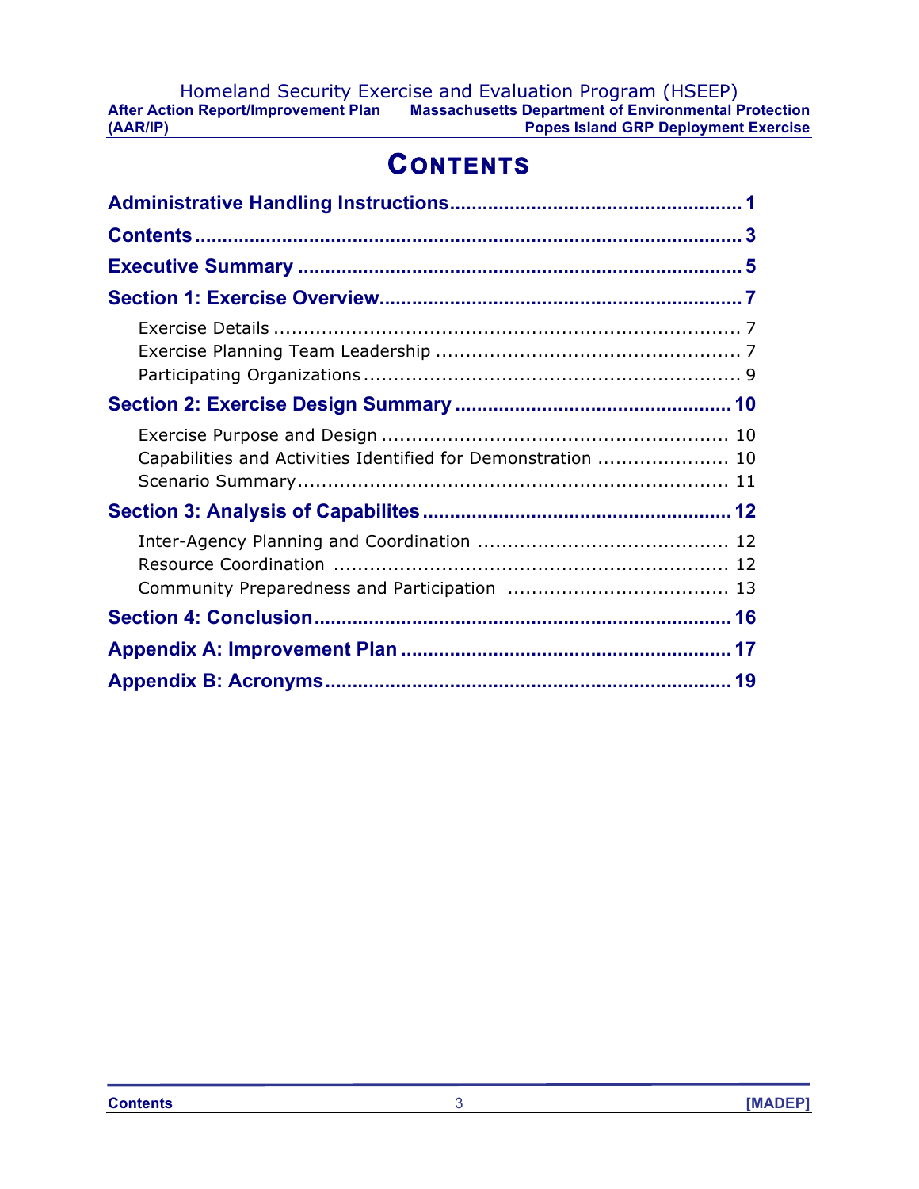# Contents

**Administrative Handling Instructions** .................... 1

**Contents** .................... 3

**Executive Summary** .................... 5

**Section 1: Exercise Overview** .................... 7

- Exercise Details .................... 7
- Exercise Planning Team Leadership .................... 7
- Participating Organizations .................... 9

**Section 2: Exercise Design Summary** .................... 10

- Exercise Purpose and Design .................... 10
- Capabilities and Activities Identified for Demonstration .................... 10
- Scenario Summary .................... 11

**Section 3: Analysis of Capabilites** .................... 12

- Inter-Agency Planning and Coordination .................... 12
- Resource Coordination .................... 12
- Community Preparedness and Participation .................... 13

**Section 4: Conclusion** .................... 16

**Appendix A: Improvement Plan** .................... 17

**Appendix B: Acronyms** .................... 19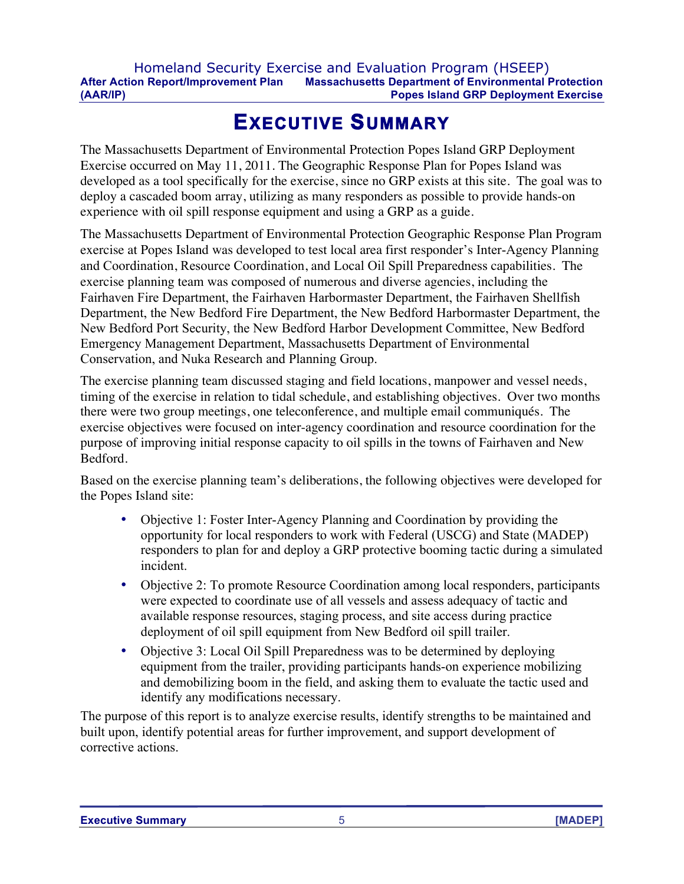# EXECUTIVE SUMMARY

The Massachusetts Department of Environmental Protection Popes Island GRP Deployment Exercise occurred on May 11, 2011. The Geographic Response Plan for Popes Island was developed as a tool specifically for the exercise, since no GRP exists at this site. The goal was to deploy a cascaded boom array, utilizing as many responders as possible to provide hands-on experience with oil spill response equipment and using a GRP as a guide.

The Massachusetts Department of Environmental Protection Geographic Response Plan Program exercise at Popes Island was developed to test local area first responder's Inter-Agency Planning and Coordination, Resource Coordination, and Local Oil Spill Preparedness capabilities. The exercise planning team was composed of numerous and diverse agencies, including the Fairhaven Fire Department, the Fairhaven Harbormaster Department, the Fairhaven Shellfish Department, the New Bedford Fire Department, the New Bedford Harbormaster Department, the New Bedford Port Security, the New Bedford Harbor Development Committee, New Bedford Emergency Management Department, Massachusetts Department of Environmental Conservation, and Nuka Research and Planning Group.

The exercise planning team discussed staging and field locations, manpower and vessel needs, timing of the exercise in relation to tidal schedule, and establishing objectives. Over two months there were two group meetings, one teleconference, and multiple email communiqués. The exercise objectives were focused on inter-agency coordination and resource coordination for the purpose of improving initial response capacity to oil spills in the towns of Fairhaven and New Bedford.

Based on the exercise planning team's deliberations, the following objectives were developed for the Popes Island site:

- Objective 1: Foster Inter-Agency Planning and Coordination by providing the opportunity for local responders to work with Federal (USCG) and State (MADEP) responders to plan for and deploy a GRP protective booming tactic during a simulated incident.
- Objective 2: To promote Resource Coordination among local responders, participants were expected to coordinate use of all vessels and assess adequacy of tactic and available response resources, staging process, and site access during practice deployment of oil spill equipment from New Bedford oil spill trailer.
- Objective 3: Local Oil Spill Preparedness was to be determined by deploying equipment from the trailer, providing participants hands-on experience mobilizing and demobilizing boom in the field, and asking them to evaluate the tactic used and identify any modifications necessary.

The purpose of this report is to analyze exercise results, identify strengths to be maintained and built upon, identify potential areas for further improvement, and support development of corrective actions.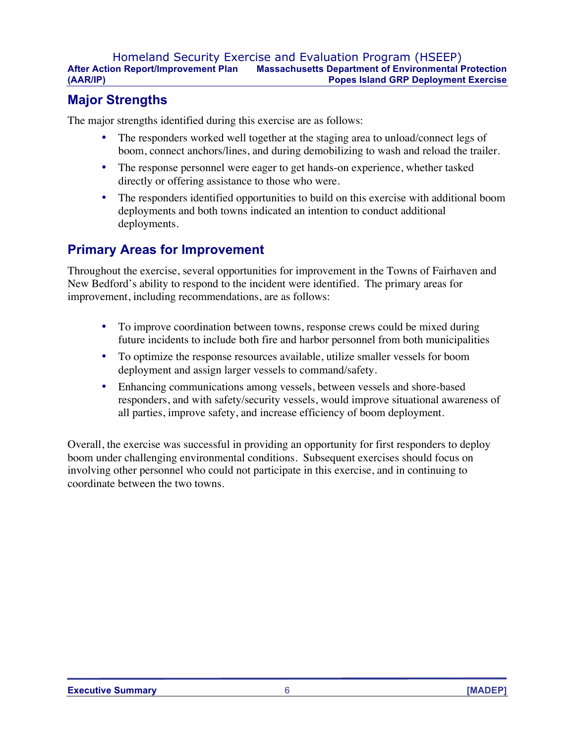## Major Strengths

The major strengths identified during this exercise are as follows:

- The responders worked well together at the staging area to unload/connect legs of boom, connect anchors/lines, and during demobilizing to wash and reload the trailer.
- The response personnel were eager to get hands-on experience, whether tasked directly or offering assistance to those who were.
- The responders identified opportunities to build on this exercise with additional boom deployments and both towns indicated an intention to conduct additional deployments.

## Primary Areas for Improvement

Throughout the exercise, several opportunities for improvement in the Towns of Fairhaven and New Bedford's ability to respond to the incident were identified. The primary areas for improvement, including recommendations, are as follows:

- To improve coordination between towns, response crews could be mixed during future incidents to include both fire and harbor personnel from both municipalities
- To optimize the response resources available, utilize smaller vessels for boom deployment and assign larger vessels to command/safety.
- Enhancing communications among vessels, between vessels and shore-based responders, and with safety/security vessels, would improve situational awareness of all parties, improve safety, and increase efficiency of boom deployment.

Overall, the exercise was successful in providing an opportunity for first responders to deploy boom under challenging environmental conditions. Subsequent exercises should focus on involving other personnel who could not participate in this exercise, and in continuing to coordinate between the two towns.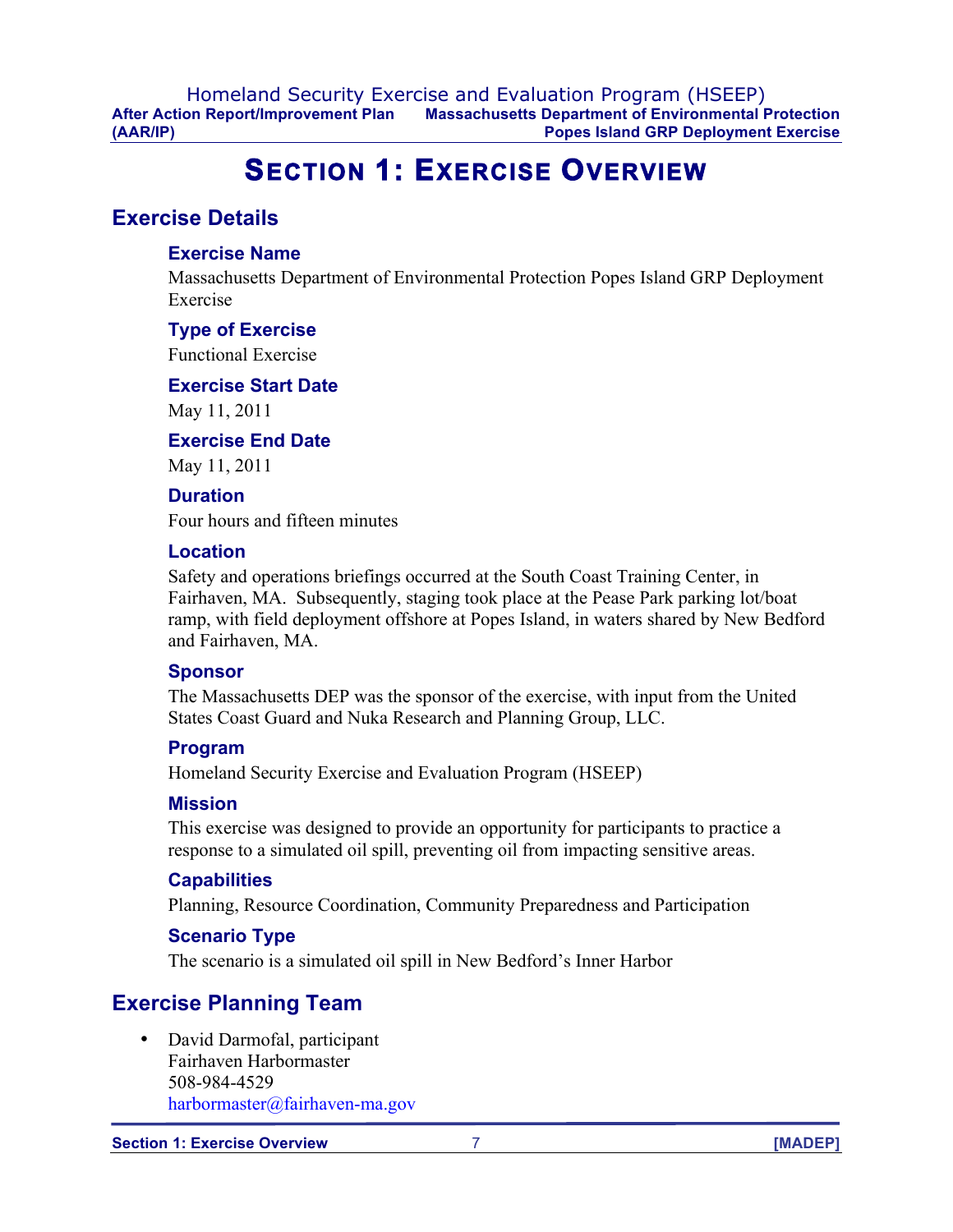# Section 1: Exercise Overview

## Exercise Details

### Exercise Name

Massachusetts Department of Environmental Protection Popes Island GRP Deployment Exercise

### Type of Exercise

Functional Exercise

### Exercise Start Date

May 11, 2011

### Exercise End Date

May 11, 2011

### Duration

Four hours and fifteen minutes

### Location

Safety and operations briefings occurred at the South Coast Training Center, in Fairhaven, MA. Subsequently, staging took place at the Pease Park parking lot/boat ramp, with field deployment offshore at Popes Island, in waters shared by New Bedford and Fairhaven, MA.

### Sponsor

The Massachusetts DEP was the sponsor of the exercise, with input from the United States Coast Guard and Nuka Research and Planning Group, LLC.

### Program

Homeland Security Exercise and Evaluation Program (HSEEP)

### Mission

This exercise was designed to provide an opportunity for participants to practice a response to a simulated oil spill, preventing oil from impacting sensitive areas.

### Capabilities

Planning, Resource Coordination, Community Preparedness and Participation

### Scenario Type

The scenario is a simulated oil spill in New Bedford's Inner Harbor

## Exercise Planning Team

- David Darmofal, participant
  Fairhaven Harbormaster
  508-984-4529
  harbormaster@fairhaven-ma.gov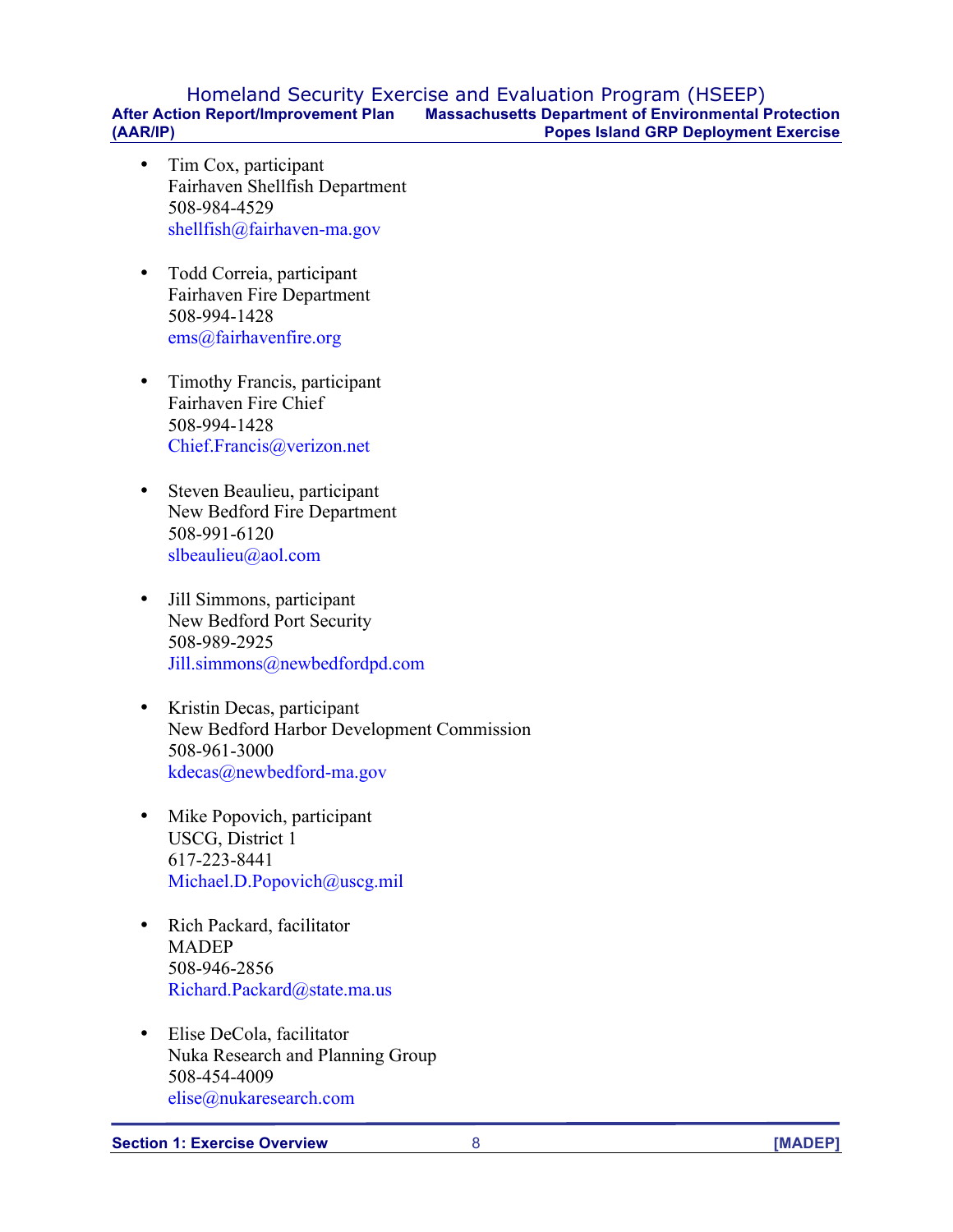- Tim Cox, participant
  Fairhaven Shellfish Department
  508-984-4529
  shellfish@fairhaven-ma.gov

- Todd Correia, participant
  Fairhaven Fire Department
  508-994-1428
  ems@fairhavenfire.org

- Timothy Francis, participant
  Fairhaven Fire Chief
  508-994-1428
  Chief.Francis@verizon.net

- Steven Beaulieu, participant
  New Bedford Fire Department
  508-991-6120
  slbeaulieu@aol.com

- Jill Simmons, participant
  New Bedford Port Security
  508-989-2925
  Jill.simmons@newbedfordpd.com

- Kristin Decas, participant
  New Bedford Harbor Development Commission
  508-961-3000
  kdecas@newbedford-ma.gov

- Mike Popovich, participant
  USCG, District 1
  617-223-8441
  Michael.D.Popovich@uscg.mil

- Rich Packard, facilitator
  MADEP
  508-946-2856
  Richard.Packard@state.ma.us

- Elise DeCola, facilitator
  Nuka Research and Planning Group
  508-454-4009
  elise@nukaresearch.com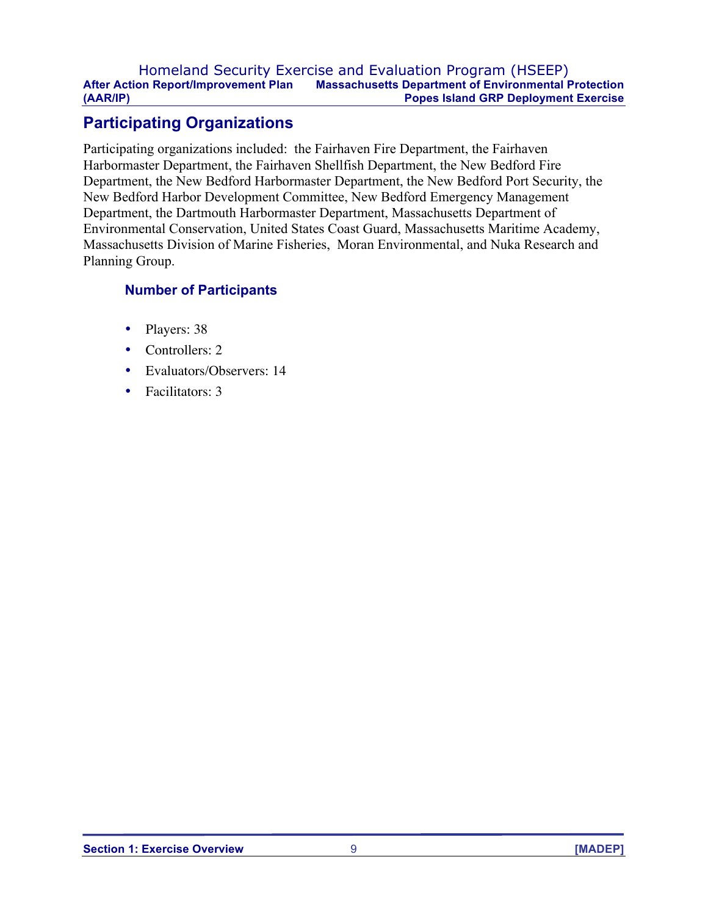## Participating Organizations

Participating organizations included: the Fairhaven Fire Department, the Fairhaven Harbormaster Department, the Fairhaven Shellfish Department, the New Bedford Fire Department, the New Bedford Harbormaster Department, the New Bedford Port Security, the New Bedford Harbor Development Committee, New Bedford Emergency Management Department, the Dartmouth Harbormaster Department, Massachusetts Department of Environmental Conservation, United States Coast Guard, Massachusetts Maritime Academy, Massachusetts Division of Marine Fisheries, Moran Environmental, and Nuka Research and Planning Group.

### Number of Participants

- Players: 38
- Controllers: 2
- Evaluators/Observers: 14
- Facilitators: 3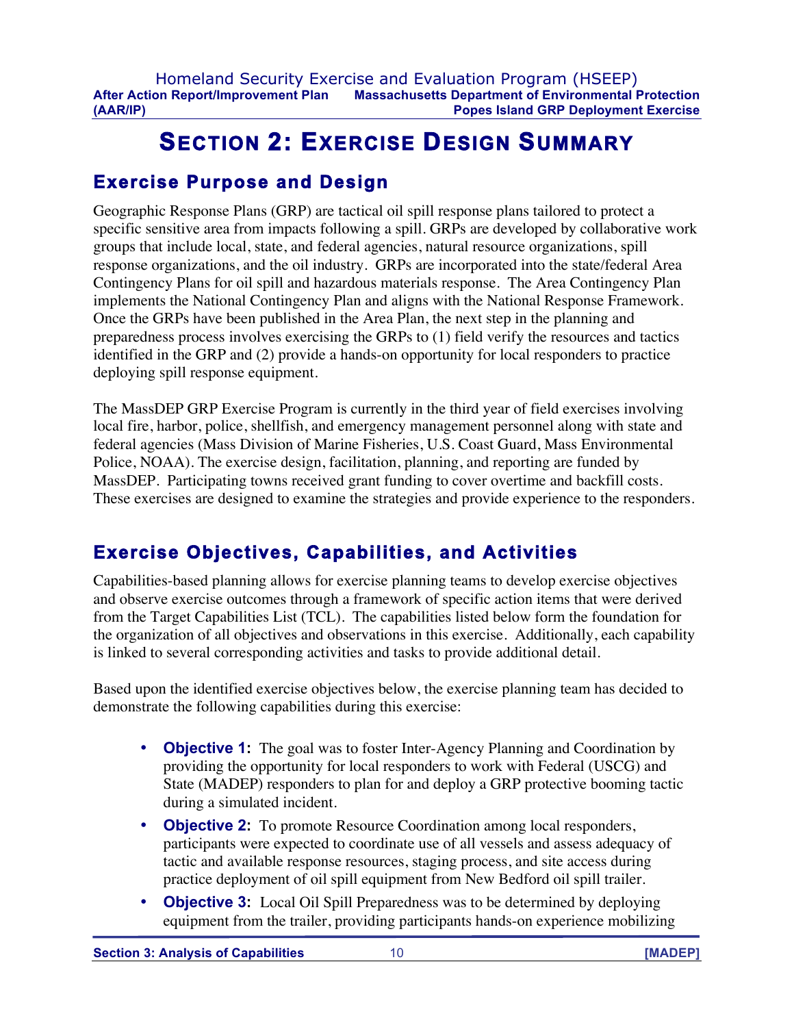# SECTION 2: EXERCISE DESIGN SUMMARY

## Exercise Purpose and Design

Geographic Response Plans (GRP) are tactical oil spill response plans tailored to protect a specific sensitive area from impacts following a spill. GRPs are developed by collaborative work groups that include local, state, and federal agencies, natural resource organizations, spill response organizations, and the oil industry. GRPs are incorporated into the state/federal Area Contingency Plans for oil spill and hazardous materials response. The Area Contingency Plan implements the National Contingency Plan and aligns with the National Response Framework. Once the GRPs have been published in the Area Plan, the next step in the planning and preparedness process involves exercising the GRPs to (1) field verify the resources and tactics identified in the GRP and (2) provide a hands-on opportunity for local responders to practice deploying spill response equipment.

The MassDEP GRP Exercise Program is currently in the third year of field exercises involving local fire, harbor, police, shellfish, and emergency management personnel along with state and federal agencies (Mass Division of Marine Fisheries, U.S. Coast Guard, Mass Environmental Police, NOAA). The exercise design, facilitation, planning, and reporting are funded by MassDEP. Participating towns received grant funding to cover overtime and backfill costs. These exercises are designed to examine the strategies and provide experience to the responders.

## Exercise Objectives, Capabilities, and Activities

Capabilities-based planning allows for exercise planning teams to develop exercise objectives and observe exercise outcomes through a framework of specific action items that were derived from the Target Capabilities List (TCL). The capabilities listed below form the foundation for the organization of all objectives and observations in this exercise. Additionally, each capability is linked to several corresponding activities and tasks to provide additional detail.

Based upon the identified exercise objectives below, the exercise planning team has decided to demonstrate the following capabilities during this exercise:

- **Objective 1:** The goal was to foster Inter-Agency Planning and Coordination by providing the opportunity for local responders to work with Federal (USCG) and State (MADEP) responders to plan for and deploy a GRP protective booming tactic during a simulated incident.
- **Objective 2:** To promote Resource Coordination among local responders, participants were expected to coordinate use of all vessels and assess adequacy of tactic and available response resources, staging process, and site access during practice deployment of oil spill equipment from New Bedford oil spill trailer.
- **Objective 3:** Local Oil Spill Preparedness was to be determined by deploying equipment from the trailer, providing participants hands-on experience mobilizing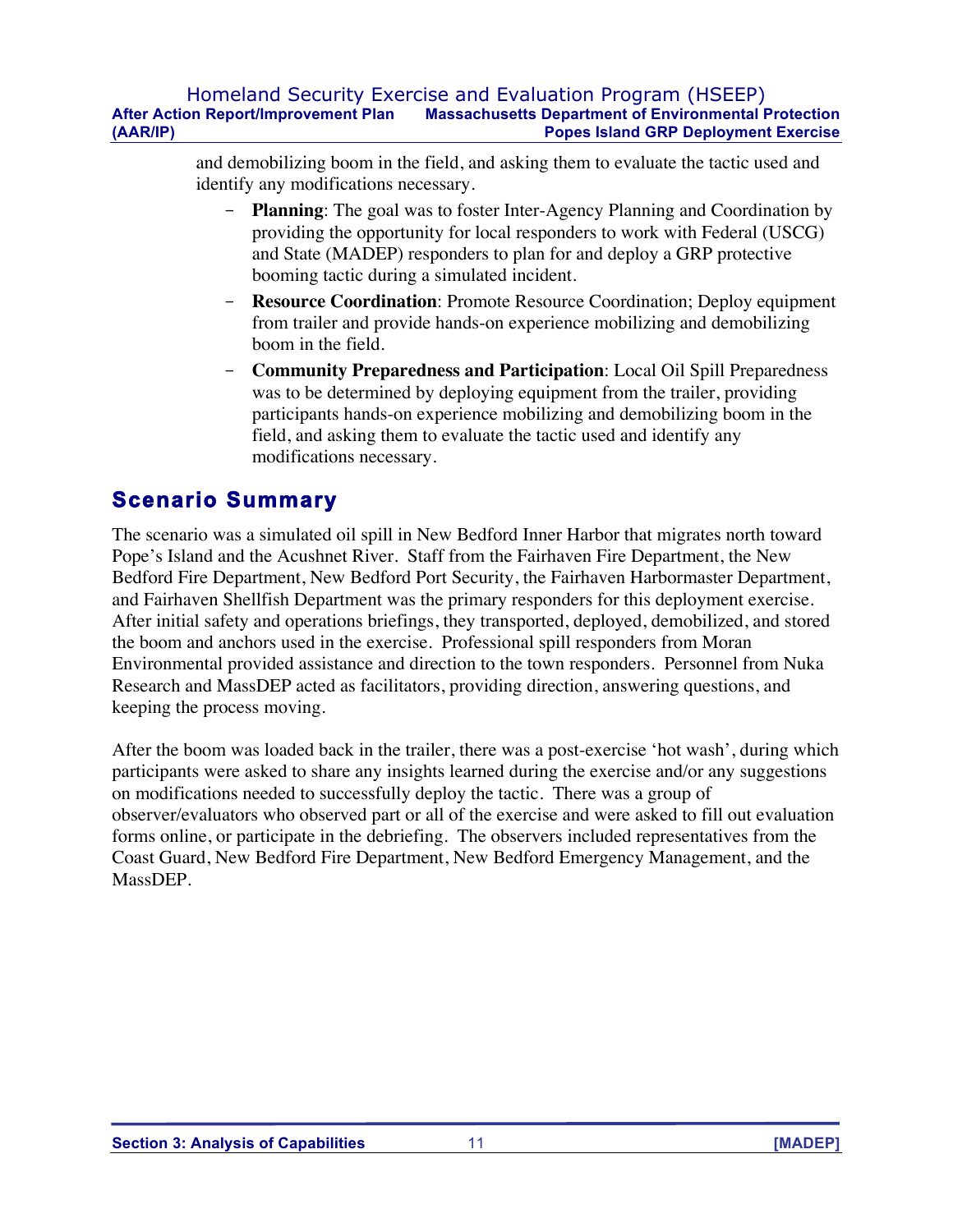and demobilizing boom in the field, and asking them to evaluate the tactic used and identify any modifications necessary.

- **Planning**: The goal was to foster Inter-Agency Planning and Coordination by providing the opportunity for local responders to work with Federal (USCG) and State (MADEP) responders to plan for and deploy a GRP protective booming tactic during a simulated incident.
- **Resource Coordination**: Promote Resource Coordination; Deploy equipment from trailer and provide hands-on experience mobilizing and demobilizing boom in the field.
- **Community Preparedness and Participation**: Local Oil Spill Preparedness was to be determined by deploying equipment from the trailer, providing participants hands-on experience mobilizing and demobilizing boom in the field, and asking them to evaluate the tactic used and identify any modifications necessary.

## Scenario Summary

The scenario was a simulated oil spill in New Bedford Inner Harbor that migrates north toward Pope's Island and the Acushnet River. Staff from the Fairhaven Fire Department, the New Bedford Fire Department, New Bedford Port Security, the Fairhaven Harbormaster Department, and Fairhaven Shellfish Department was the primary responders for this deployment exercise. After initial safety and operations briefings, they transported, deployed, demobilized, and stored the boom and anchors used in the exercise. Professional spill responders from Moran Environmental provided assistance and direction to the town responders. Personnel from Nuka Research and MassDEP acted as facilitators, providing direction, answering questions, and keeping the process moving.

After the boom was loaded back in the trailer, there was a post-exercise 'hot wash', during which participants were asked to share any insights learned during the exercise and/or any suggestions on modifications needed to successfully deploy the tactic. There was a group of observer/evaluators who observed part or all of the exercise and were asked to fill out evaluation forms online, or participate in the debriefing. The observers included representatives from the Coast Guard, New Bedford Fire Department, New Bedford Emergency Management, and the MassDEP.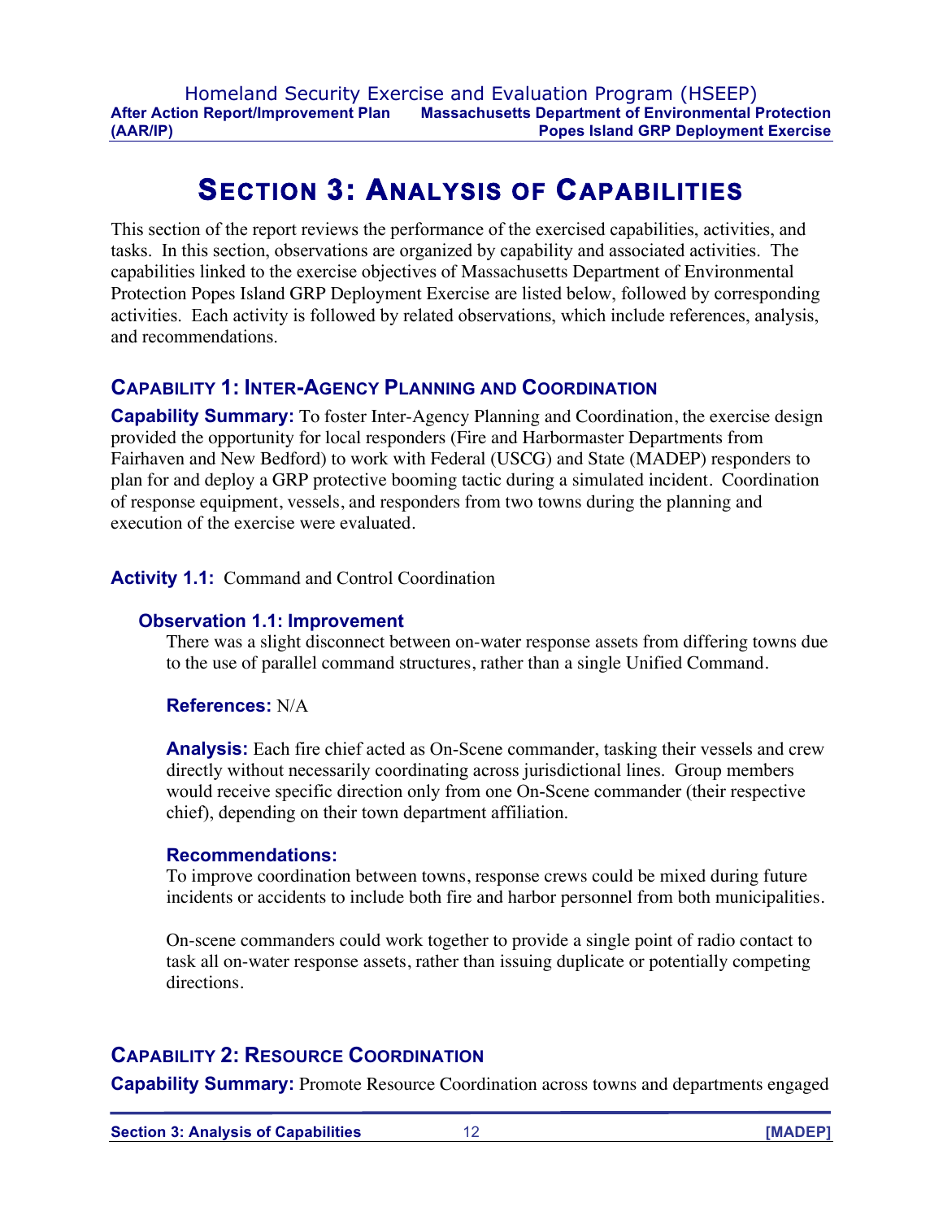# Section 3: Analysis of Capabilities

This section of the report reviews the performance of the exercised capabilities, activities, and tasks. In this section, observations are organized by capability and associated activities. The capabilities linked to the exercise objectives of Massachusetts Department of Environmental Protection Popes Island GRP Deployment Exercise are listed below, followed by corresponding activities. Each activity is followed by related observations, which include references, analysis, and recommendations.

## Capability 1: Inter-Agency Planning and Coordination

**Capability Summary:** To foster Inter-Agency Planning and Coordination, the exercise design provided the opportunity for local responders (Fire and Harbormaster Departments from Fairhaven and New Bedford) to work with Federal (USCG) and State (MADEP) responders to plan for and deploy a GRP protective booming tactic during a simulated incident. Coordination of response equipment, vessels, and responders from two towns during the planning and execution of the exercise were evaluated.

**Activity 1.1:** Command and Control Coordination

### Observation 1.1: Improvement

There was a slight disconnect between on-water response assets from differing towns due to the use of parallel command structures, rather than a single Unified Command.

**References:** N/A

**Analysis:** Each fire chief acted as On-Scene commander, tasking their vessels and crew directly without necessarily coordinating across jurisdictional lines. Group members would receive specific direction only from one On-Scene commander (their respective chief), depending on their town department affiliation.

**Recommendations:**

To improve coordination between towns, response crews could be mixed during future incidents or accidents to include both fire and harbor personnel from both municipalities.

On-scene commanders could work together to provide a single point of radio contact to task all on-water response assets, rather than issuing duplicate or potentially competing directions.

## Capability 2: Resource Coordination

**Capability Summary:** Promote Resource Coordination across towns and departments engaged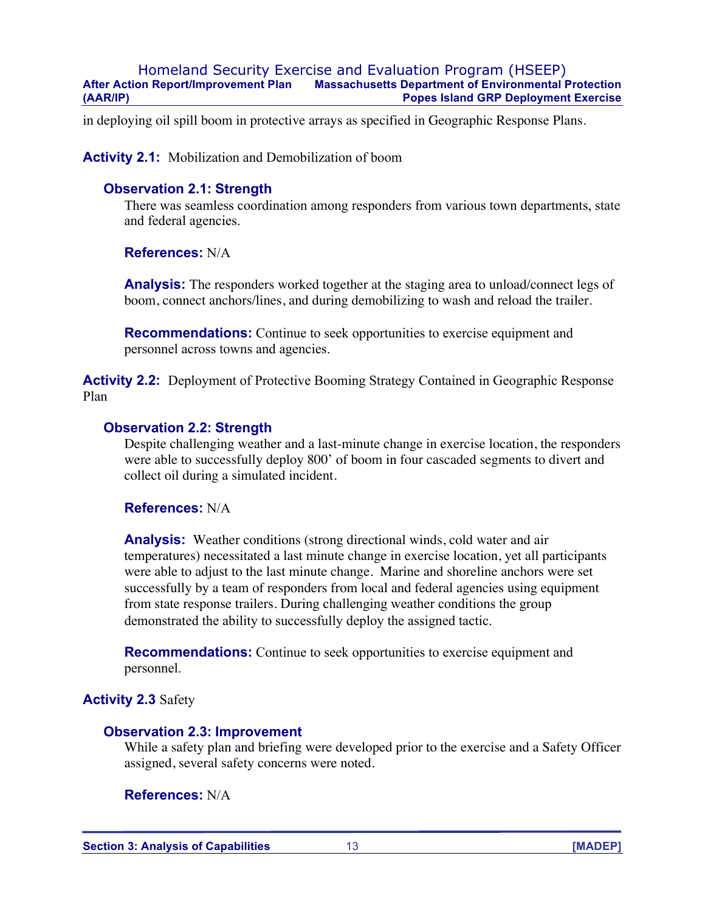in deploying oil spill boom in protective arrays as specified in Geographic Response Plans.

**Activity 2.1:** Mobilization and Demobilization of boom

### Observation 2.1: Strength

There was seamless coordination among responders from various town departments, state and federal agencies.

**References:** N/A

**Analysis:** The responders worked together at the staging area to unload/connect legs of boom, connect anchors/lines, and during demobilizing to wash and reload the trailer.

**Recommendations:** Continue to seek opportunities to exercise equipment and personnel across towns and agencies.

**Activity 2.2:** Deployment of Protective Booming Strategy Contained in Geographic Response Plan

### Observation 2.2: Strength

Despite challenging weather and a last-minute change in exercise location, the responders were able to successfully deploy 800' of boom in four cascaded segments to divert and collect oil during a simulated incident.

**References:** N/A

**Analysis:** Weather conditions (strong directional winds, cold water and air temperatures) necessitated a last minute change in exercise location, yet all participants were able to adjust to the last minute change. Marine and shoreline anchors were set successfully by a team of responders from local and federal agencies using equipment from state response trailers. During challenging weather conditions the group demonstrated the ability to successfully deploy the assigned tactic.

**Recommendations:** Continue to seek opportunities to exercise equipment and personnel.

**Activity 2.3** Safety

### Observation 2.3: Improvement

While a safety plan and briefing were developed prior to the exercise and a Safety Officer assigned, several safety concerns were noted.

**References:** N/A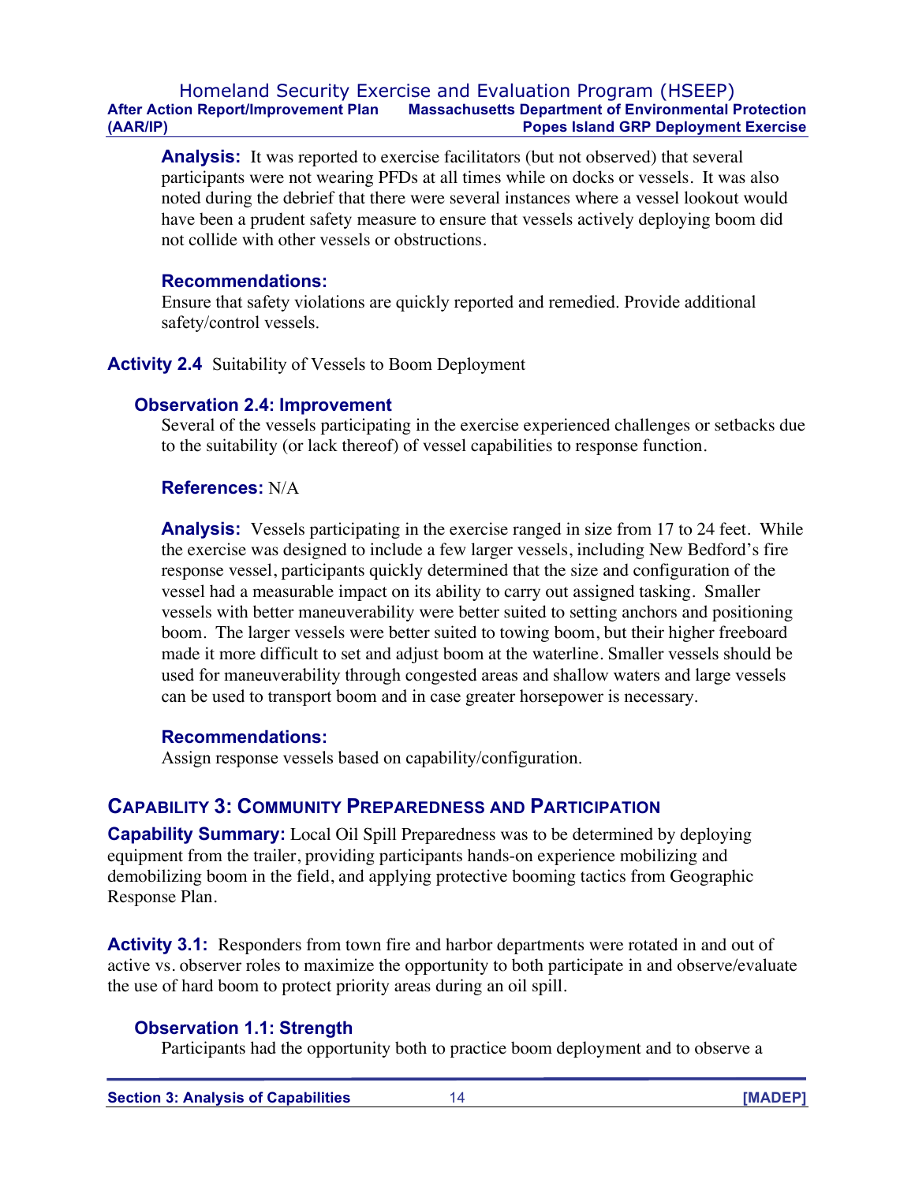**Analysis:** It was reported to exercise facilitators (but not observed) that several participants were not wearing PFDs at all times while on docks or vessels. It was also noted during the debrief that there were several instances where a vessel lookout would have been a prudent safety measure to ensure that vessels actively deploying boom did not collide with other vessels or obstructions.

**Recommendations:**
Ensure that safety violations are quickly reported and remedied. Provide additional safety/control vessels.

**Activity 2.4** Suitability of Vessels to Boom Deployment

### Observation 2.4: Improvement

Several of the vessels participating in the exercise experienced challenges or setbacks due to the suitability (or lack thereof) of vessel capabilities to response function.

**References:** N/A

**Analysis:** Vessels participating in the exercise ranged in size from 17 to 24 feet. While the exercise was designed to include a few larger vessels, including New Bedford's fire response vessel, participants quickly determined that the size and configuration of the vessel had a measurable impact on its ability to carry out assigned tasking. Smaller vessels with better maneuverability were better suited to setting anchors and positioning boom. The larger vessels were better suited to towing boom, but their higher freeboard made it more difficult to set and adjust boom at the waterline. Smaller vessels should be used for maneuverability through congested areas and shallow waters and large vessels can be used to transport boom and in case greater horsepower is necessary.

**Recommendations:**
Assign response vessels based on capability/configuration.

## Capability 3: Community Preparedness and Participation

**Capability Summary:** Local Oil Spill Preparedness was to be determined by deploying equipment from the trailer, providing participants hands-on experience mobilizing and demobilizing boom in the field, and applying protective booming tactics from Geographic Response Plan.

**Activity 3.1:** Responders from town fire and harbor departments were rotated in and out of active vs. observer roles to maximize the opportunity to both participate in and observe/evaluate the use of hard boom to protect priority areas during an oil spill.

### Observation 1.1: Strength

Participants had the opportunity both to practice boom deployment and to observe a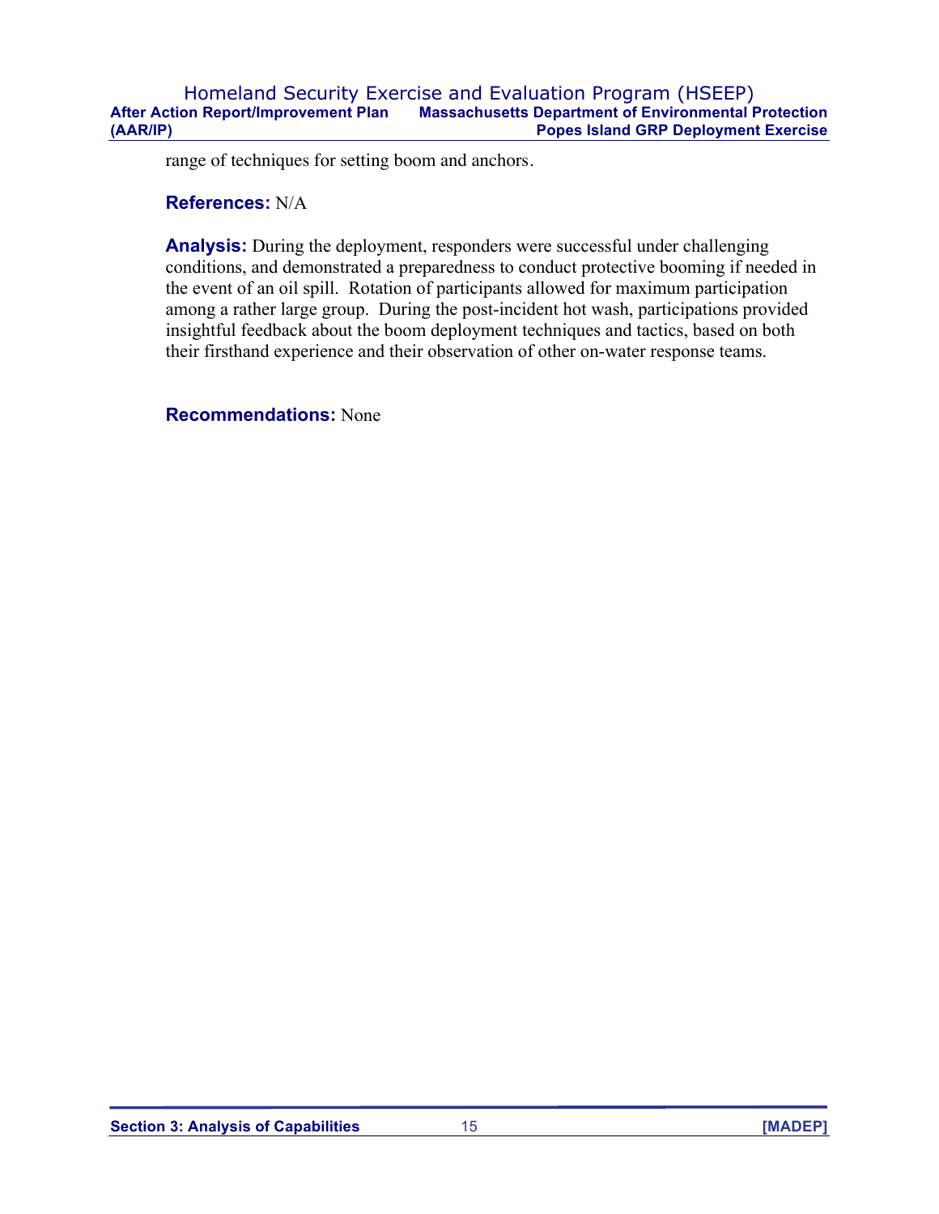range of techniques for setting boom and anchors.

**References:** N/A

**Analysis:** During the deployment, responders were successful under challenging conditions, and demonstrated a preparedness to conduct protective booming if needed in the event of an oil spill. Rotation of participants allowed for maximum participation among a rather large group. During the post-incident hot wash, participations provided insightful feedback about the boom deployment techniques and tactics, based on both their firsthand experience and their observation of other on-water response teams.

**Recommendations:** None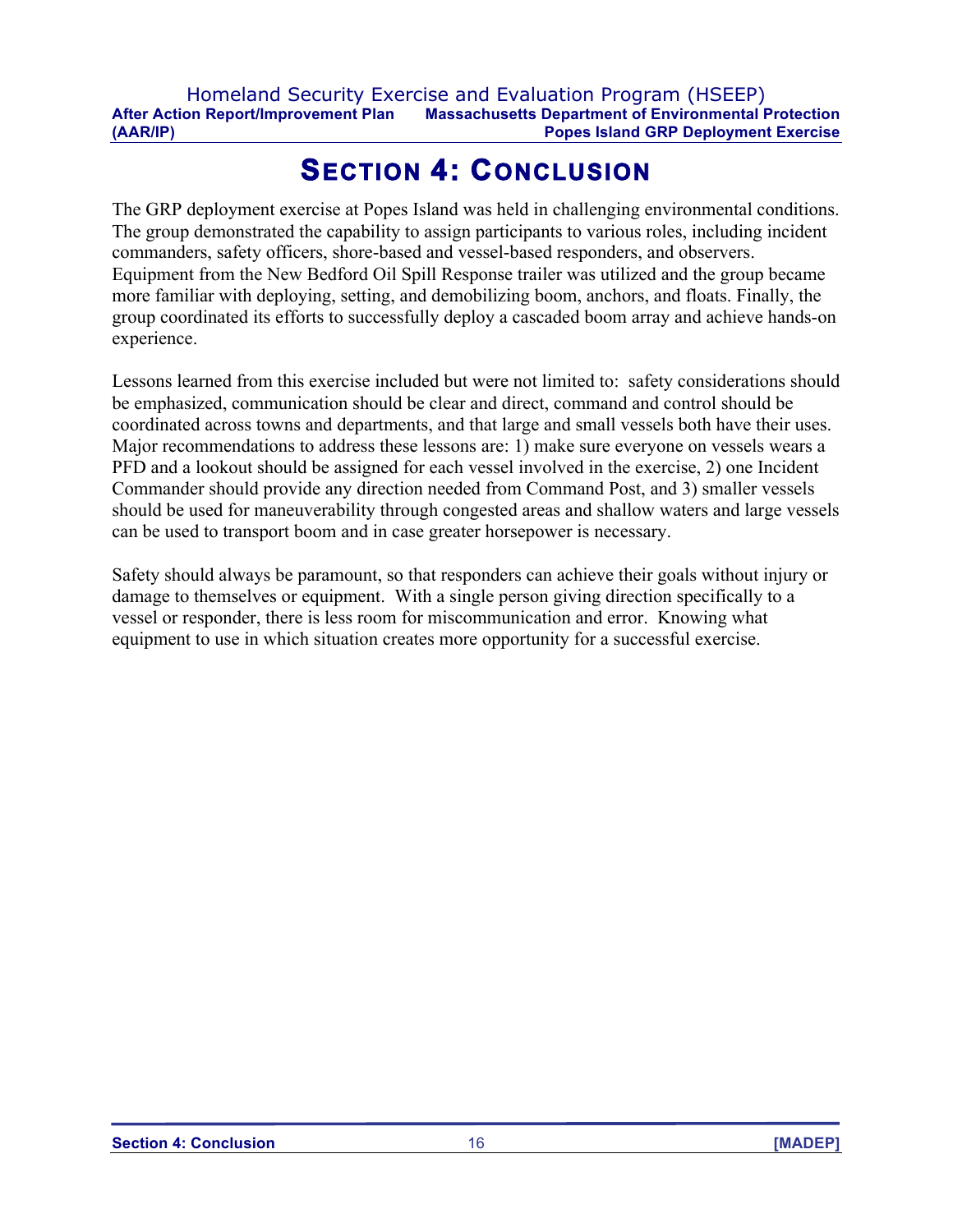# Section 4: Conclusion

The GRP deployment exercise at Popes Island was held in challenging environmental conditions. The group demonstrated the capability to assign participants to various roles, including incident commanders, safety officers, shore-based and vessel-based responders, and observers. Equipment from the New Bedford Oil Spill Response trailer was utilized and the group became more familiar with deploying, setting, and demobilizing boom, anchors, and floats. Finally, the group coordinated its efforts to successfully deploy a cascaded boom array and achieve hands-on experience.

Lessons learned from this exercise included but were not limited to: safety considerations should be emphasized, communication should be clear and direct, command and control should be coordinated across towns and departments, and that large and small vessels both have their uses. Major recommendations to address these lessons are: 1) make sure everyone on vessels wears a PFD and a lookout should be assigned for each vessel involved in the exercise, 2) one Incident Commander should provide any direction needed from Command Post, and 3) smaller vessels should be used for maneuverability through congested areas and shallow waters and large vessels can be used to transport boom and in case greater horsepower is necessary.

Safety should always be paramount, so that responders can achieve their goals without injury or damage to themselves or equipment. With a single person giving direction specifically to a vessel or responder, there is less room for miscommunication and error. Knowing what equipment to use in which situation creates more opportunity for a successful exercise.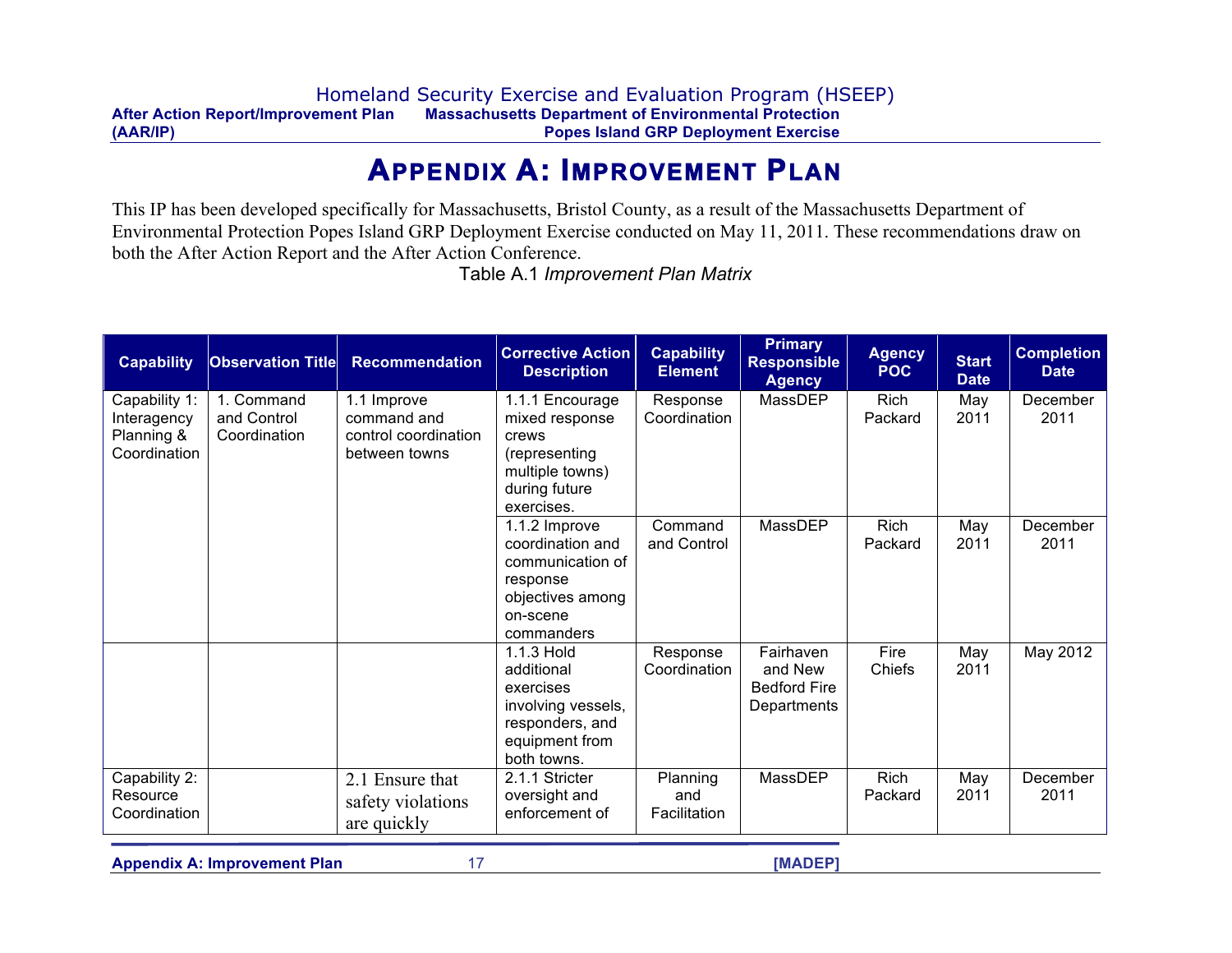# Appendix A: Improvement Plan

This IP has been developed specifically for Massachusetts, Bristol County, as a result of the Massachusetts Department of Environmental Protection Popes Island GRP Deployment Exercise conducted on May 11, 2011. These recommendations draw on both the After Action Report and the After Action Conference.

Table A.1 *Improvement Plan Matrix*

| Capability | Observation Title | Recommendation | Corrective Action Description | Capability Element | Primary Responsible Agency | Agency POC | Start Date | Completion Date |
|---|---|---|---|---|---|---|---|---|
| Capability 1: Interagency Planning & Coordination | 1. Command and Control Coordination | 1.1 Improve command and control coordination between towns | 1.1.1 Encourage mixed response crews (representing multiple towns) during future exercises. | Response Coordination | MassDEP | Rich Packard | May 2011 | December 2011 |
| | | | 1.1.2 Improve coordination and communication of response objectives among on-scene commanders | Command and Control | MassDEP | Rich Packard | May 2011 | December 2011 |
| | | | 1.1.3 Hold additional exercises involving vessels, responders, and equipment from both towns. | Response Coordination | Fairhaven and New Bedford Fire Departments | Fire Chiefs | May 2011 | May 2012 |
| Capability 2: Resource Coordination | | 2.1 Ensure that safety violations are quickly | 2.1.1 Stricter oversight and enforcement of | Planning and Facilitation | MassDEP | Rich Packard | May 2011 | December 2011 |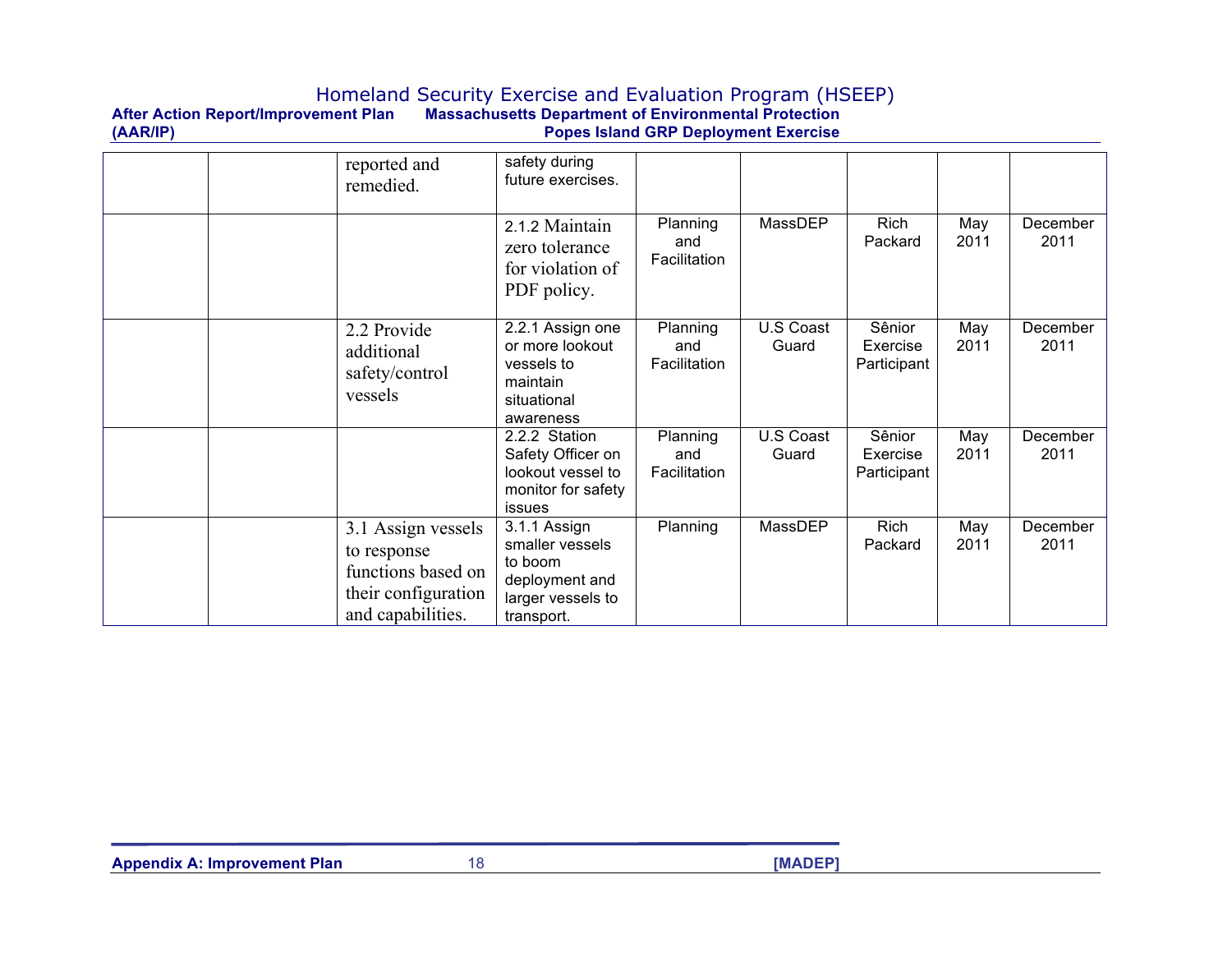| | | reported and remedied. | safety during future exercises. | | | | | |
|---|---|---|---|---|---|---|---|---|
| | | | 2.1.2 Maintain zero tolerance for violation of PDF policy. | Planning and Facilitation | MassDEP | Rich Packard | May 2011 | December 2011 |
| | | 2.2 Provide additional safety/control vessels | 2.2.1 Assign one or more lookout vessels to maintain situational awareness | Planning and Facilitation | U.S Coast Guard | Sênior Exercise Participant | May 2011 | December 2011 |
| | | | 2.2.2 Station Safety Officer on lookout vessel to monitor for safety issues | Planning and Facilitation | U.S Coast Guard | Sênior Exercise Participant | May 2011 | December 2011 |
| | | 3.1 Assign vessels to response functions based on their configuration and capabilities. | 3.1.1 Assign smaller vessels to boom deployment and larger vessels to transport. | Planning | MassDEP | Rich Packard | May 2011 | December 2011 |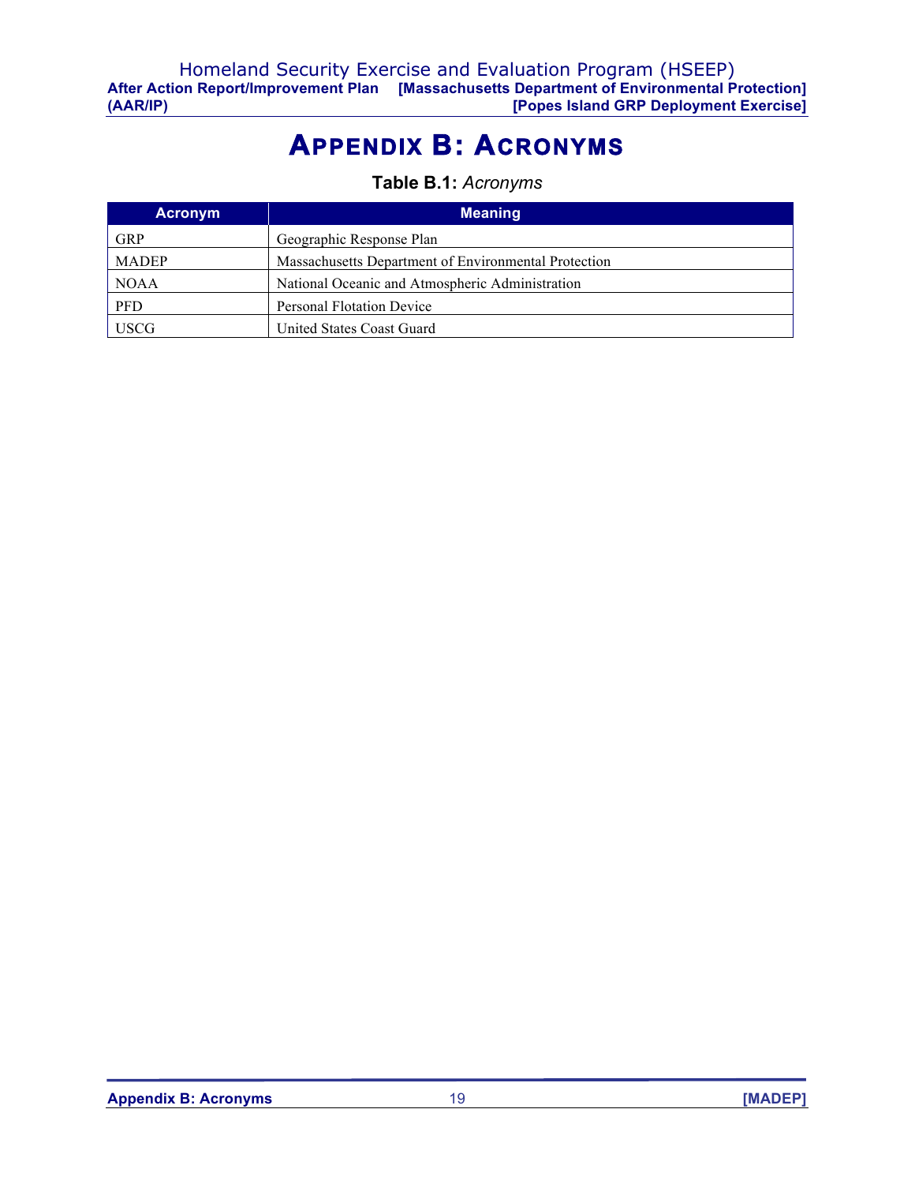# APPENDIX B: ACRONYMS

**Table B.1:** *Acronyms*

| Acronym | Meaning |
|---|---|
| GRP | Geographic Response Plan |
| MADEP | Massachusetts Department of Environmental Protection |
| NOAA | National Oceanic and Atmospheric Administration |
| PFD | Personal Flotation Device |
| USCG | United States Coast Guard |